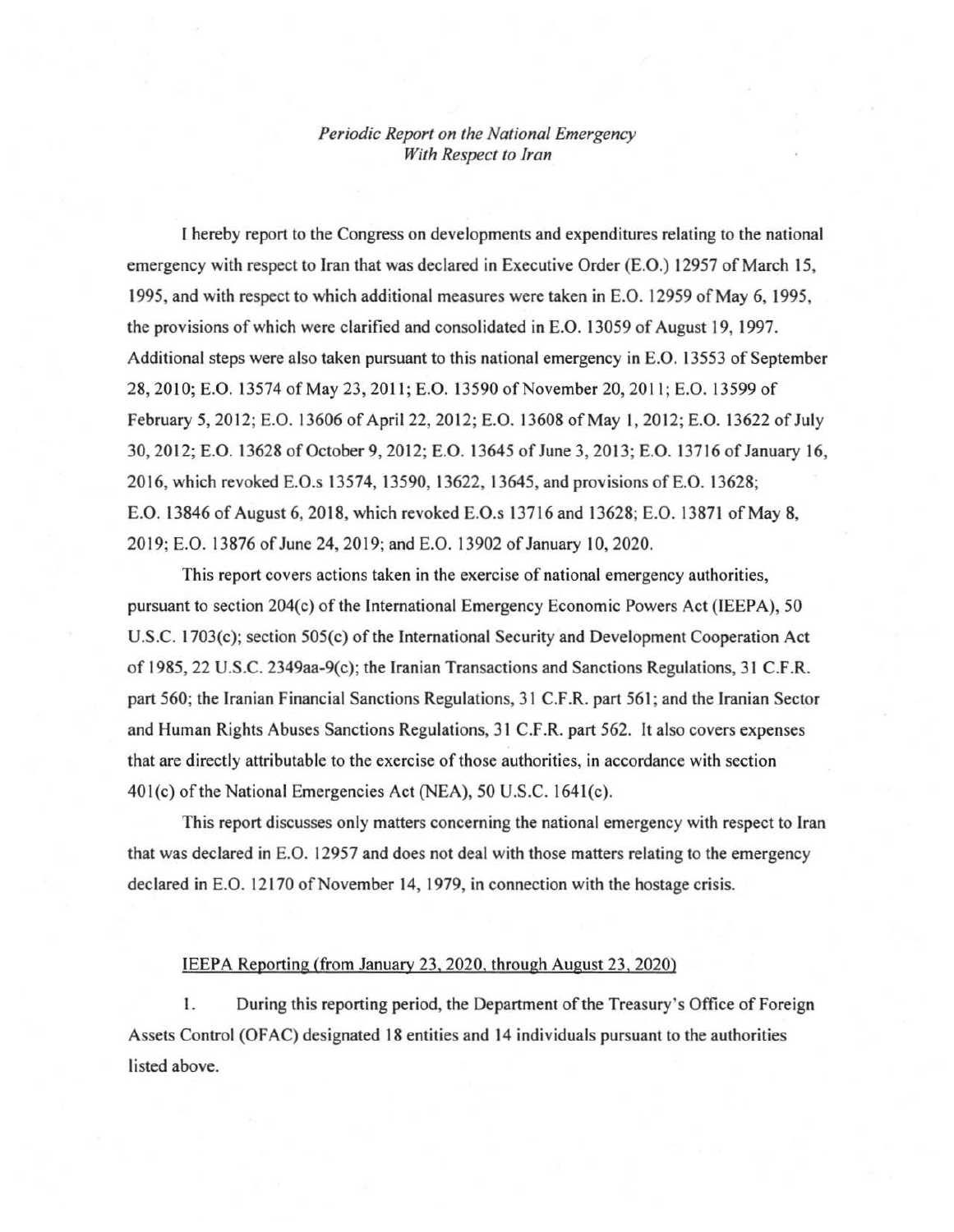*Periodic Report on the National Emergency With Respect to Iran*

I hereby report to the Congress on developments and expenditures relating to the national emergency with respect to Iran that was declared in Executive Order (E.O.) 12957 of March 15, 1995, and with respect to which additional measures were taken in E.O. 12959 of May 6, 1995, the provisions of which were clarified and consolidated in E.O. 13059 of August 19, 1997. Additional steps were also taken pursuant to this national emergency in E.O. 13553 of September 28, 2010; E.O. 13574 of May 23, 2011; E.O. 13590 of November 20, 2011; E.O. 13599 of February 5, 2012; E.O. 13606 of April 22, 2012; E.O. 13608 of May 1, 2012; E.O. 13622 of July 30, 2012; E.O. 13628 of October 9, 2012; E.O. 13645 of June 3, 2013; E.O. 13716 of January 16, 2016, which revoked E.O.s 13574, 13590, 13622, 13645, and provisions of E.O. 13628; E.O. 13846 of August 6, 2018, which revoked E.O.s 13716 and 13628; E.O. 13871 of May 8, 2019; E.O. 13876 of June 24, 2019; and E.O. 13902 of January 10, 2020.

This report covers actions taken in the exercise of national emergency authorities, pursuant to section 204(c) of the International Emergency Economic Powers Act (IEEPA), 50 U.S.C. 1703(c); section 505(c) of the International Security and Development Cooperation Act of 1985, 22 U.S.C. 2349aa-9(c); the Iranian Transactions and Sanctions Regulations, 31 C.F.R. part 560; the Iranian Financial Sanctions Regulations, 31 C.F.R. part 561; and the Iranian Sector and Human Rights Abuses Sanctions Regulations, 31 C.F.R. part 562. It also covers expenses that are directly attributable to the exercise of those authorities, in accordance with section 401(c) of the National Emergencies Act (NEA), 50 U.S.C. 1641(c).

This report discusses only matters concerning the national emergency with respect to Iran that was declared in E.O. 12957 and does not deal with those matters relating to the emergency declared in E.O. 12170 of November 14, 1979, in connection with the hostage crisis.

IEEPA Reporting (from January 23, 2020, through August 23, 2020)

1. During this reporting period, the Department of the Treasury's Office of Foreign Assets Control (OFAC) designated 18 entities and 14 individuals pursuant to the authorities listed above.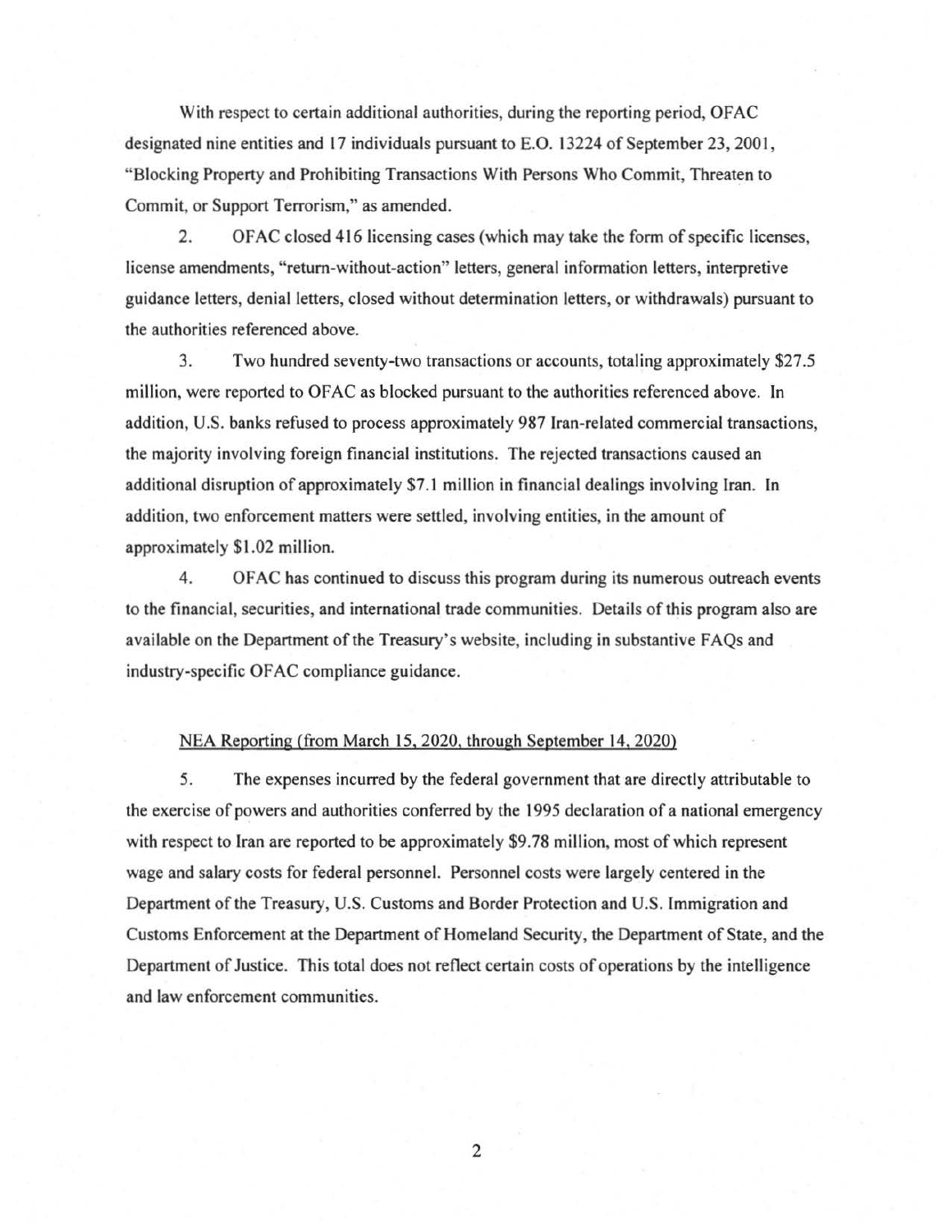With respect to certain additional authorities, during the reporting period, OFAC designated nine entities and 17 individuals pursuant to E.O. 13224 of September 23, 2001, "Blocking Property and Prohibiting Transactions With Persons Who Commit, Threaten to Commit, or Support Terrorism," as amended.

2. OFAC closed 416 licensing cases (which may take the form of specific licenses, license amendments, "return-without-action" letters, general information letters, interpretive guidance letters, denial letters, closed without determination letters, or withdrawals) pursuant to the authorities referenced above.

3. Two hundred seventy-two transactions or accounts, totaling approximately $27.5 million, were reported to OFAC as blocked pursuant to the authorities referenced above. In addition, U.S. banks refused to process approximately 987 Iran-related commercial transactions, the majority involving foreign financial institutions. The rejected transactions caused an additional disruption of approximately $7.1 million in financial dealings involving Iran. In addition, two enforcement matters were settled, involving entities, in the amount of approximately $1.02 million.

4. OFAC has continued to discuss this program during its numerous outreach events to the financial, securities, and international trade communities. Details of this program also are available on the Department of the Treasury's website, including in substantive FAQs and industry-specific OFAC compliance guidance.

<u>NEA Reporting (from March 15, 2020, through September 14, 2020)</u>

5. The expenses incurred by the federal government that are directly attributable to the exercise of powers and authorities conferred by the 1995 declaration of a national emergency with respect to Iran are reported to be approximately $9.78 million, most of which represent wage and salary costs for federal personnel. Personnel costs were largely centered in the Department of the Treasury, U.S. Customs and Border Protection and U.S. Immigration and Customs Enforcement at the Department of Homeland Security, the Department of State, and the Department of Justice. This total does not reflect certain costs of operations by the intelligence and law enforcement communities.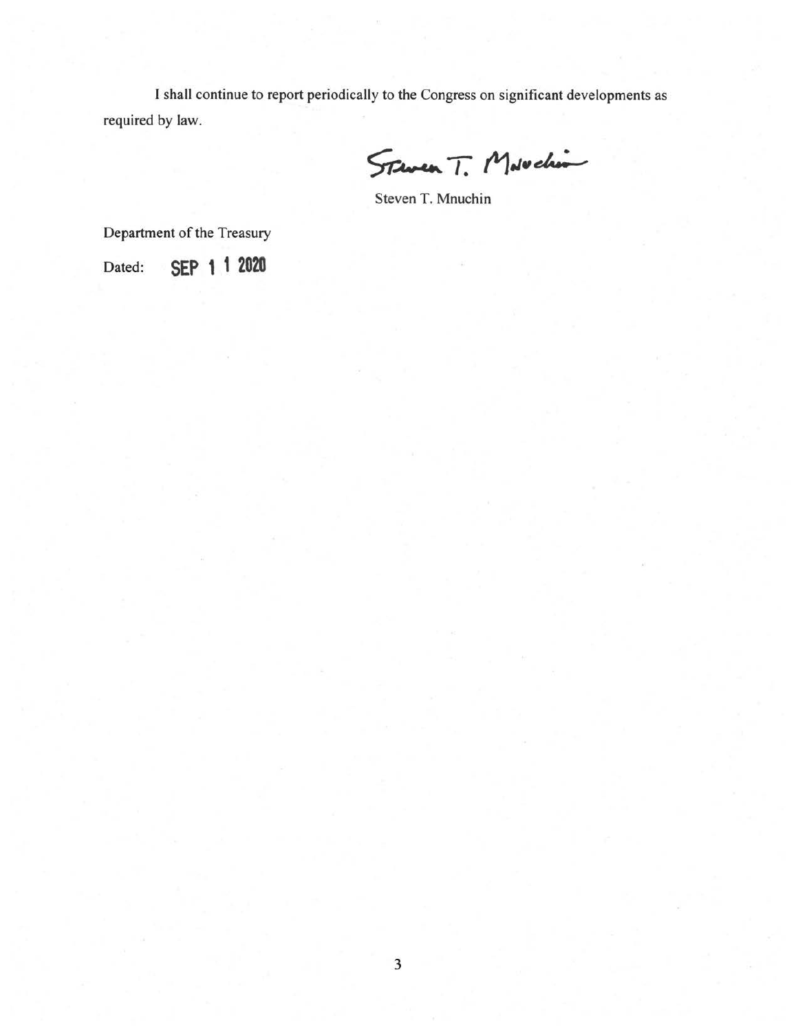I shall continue to report periodically to the Congress on significant developments as required by law.

Steven T. Mnuchin

Department of the Treasury

Dated: SEP 1 1 2020